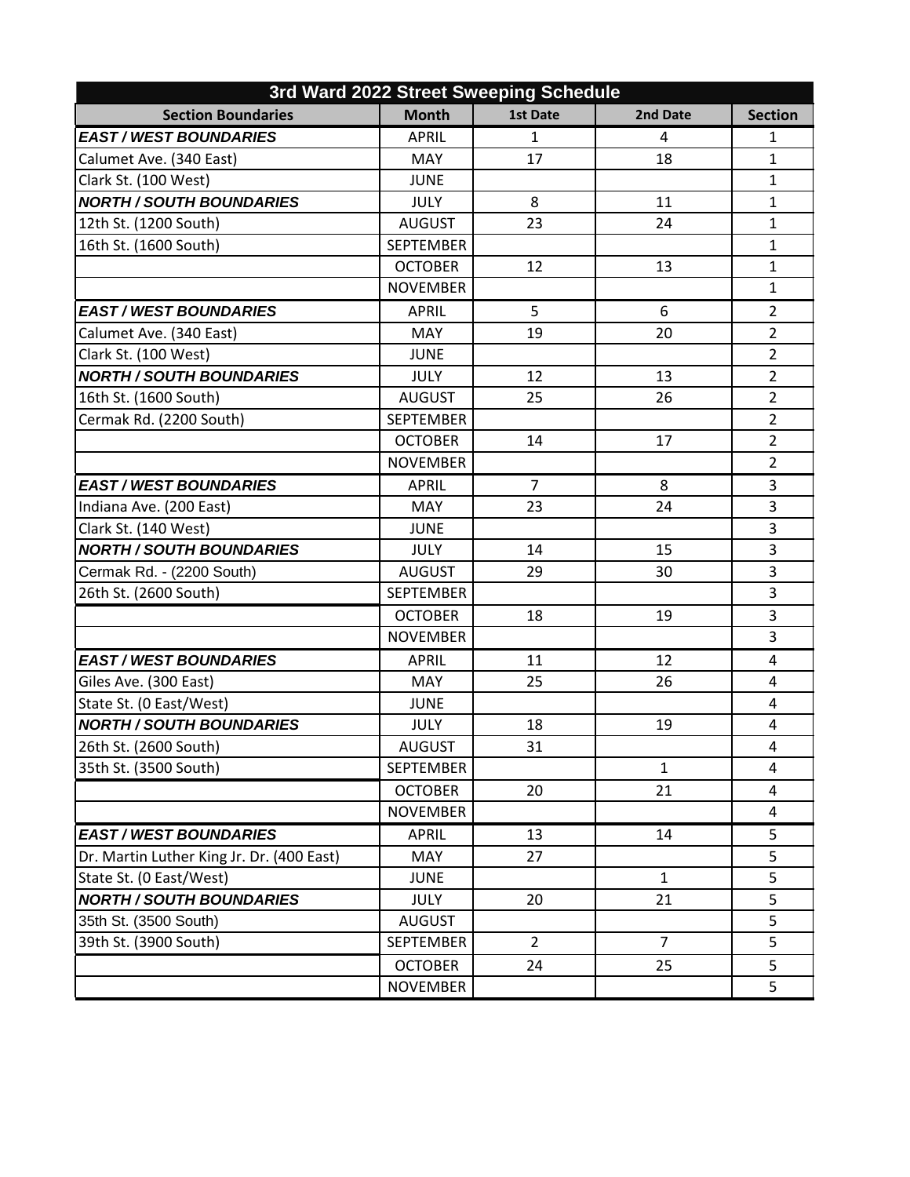| 3rd Ward 2022 Street Sweeping Schedule | | | | |
|---|---|---|---|---|
| **Section Boundaries** | **Month** | **1st Date** | **2nd Date** | **Section** |
| ***EAST / WEST BOUNDARIES*** | APRIL | 1 | 4 | 1 |
| Calumet Ave. (340 East) | MAY | 17 | 18 | 1 |
| Clark St. (100 West) | JUNE | | | 1 |
| ***NORTH / SOUTH BOUNDARIES*** | JULY | 8 | 11 | 1 |
| 12th St. (1200 South) | AUGUST | 23 | 24 | 1 |
| 16th St. (1600 South) | SEPTEMBER | | | 1 |
| | OCTOBER | 12 | 13 | 1 |
| | NOVEMBER | | | 1 |
| ***EAST / WEST BOUNDARIES*** | APRIL | 5 | 6 | 2 |
| Calumet Ave. (340 East) | MAY | 19 | 20 | 2 |
| Clark St. (100 West) | JUNE | | | 2 |
| ***NORTH / SOUTH BOUNDARIES*** | JULY | 12 | 13 | 2 |
| 16th St. (1600 South) | AUGUST | 25 | 26 | 2 |
| Cermak Rd. (2200 South) | SEPTEMBER | | | 2 |
| | OCTOBER | 14 | 17 | 2 |
| | NOVEMBER | | | 2 |
| ***EAST / WEST BOUNDARIES*** | APRIL | 7 | 8 | 3 |
| Indiana Ave. (200 East) | MAY | 23 | 24 | 3 |
| Clark St. (140 West) | JUNE | | | 3 |
| ***NORTH / SOUTH BOUNDARIES*** | JULY | 14 | 15 | 3 |
| Cermak Rd. - (2200 South) | AUGUST | 29 | 30 | 3 |
| 26th St. (2600 South) | SEPTEMBER | | | 3 |
| | OCTOBER | 18 | 19 | 3 |
| | NOVEMBER | | | 3 |
| ***EAST / WEST BOUNDARIES*** | APRIL | 11 | 12 | 4 |
| Giles Ave. (300 East) | MAY | 25 | 26 | 4 |
| State St. (0 East/West) | JUNE | | | 4 |
| ***NORTH / SOUTH BOUNDARIES*** | JULY | 18 | 19 | 4 |
| 26th St. (2600 South) | AUGUST | 31 | | 4 |
| 35th St. (3500 South) | SEPTEMBER | | 1 | 4 |
| | OCTOBER | 20 | 21 | 4 |
| | NOVEMBER | | | 4 |
| ***EAST / WEST BOUNDARIES*** | APRIL | 13 | 14 | 5 |
| Dr. Martin Luther King Jr. Dr. (400 East) | MAY | 27 | | 5 |
| State St. (0 East/West) | JUNE | | 1 | 5 |
| ***NORTH / SOUTH BOUNDARIES*** | JULY | 20 | 21 | 5 |
| 35th St. (3500 South) | AUGUST | | | 5 |
| 39th St. (3900 South) | SEPTEMBER | 2 | 7 | 5 |
| | OCTOBER | 24 | 25 | 5 |
| | NOVEMBER | | | 5 |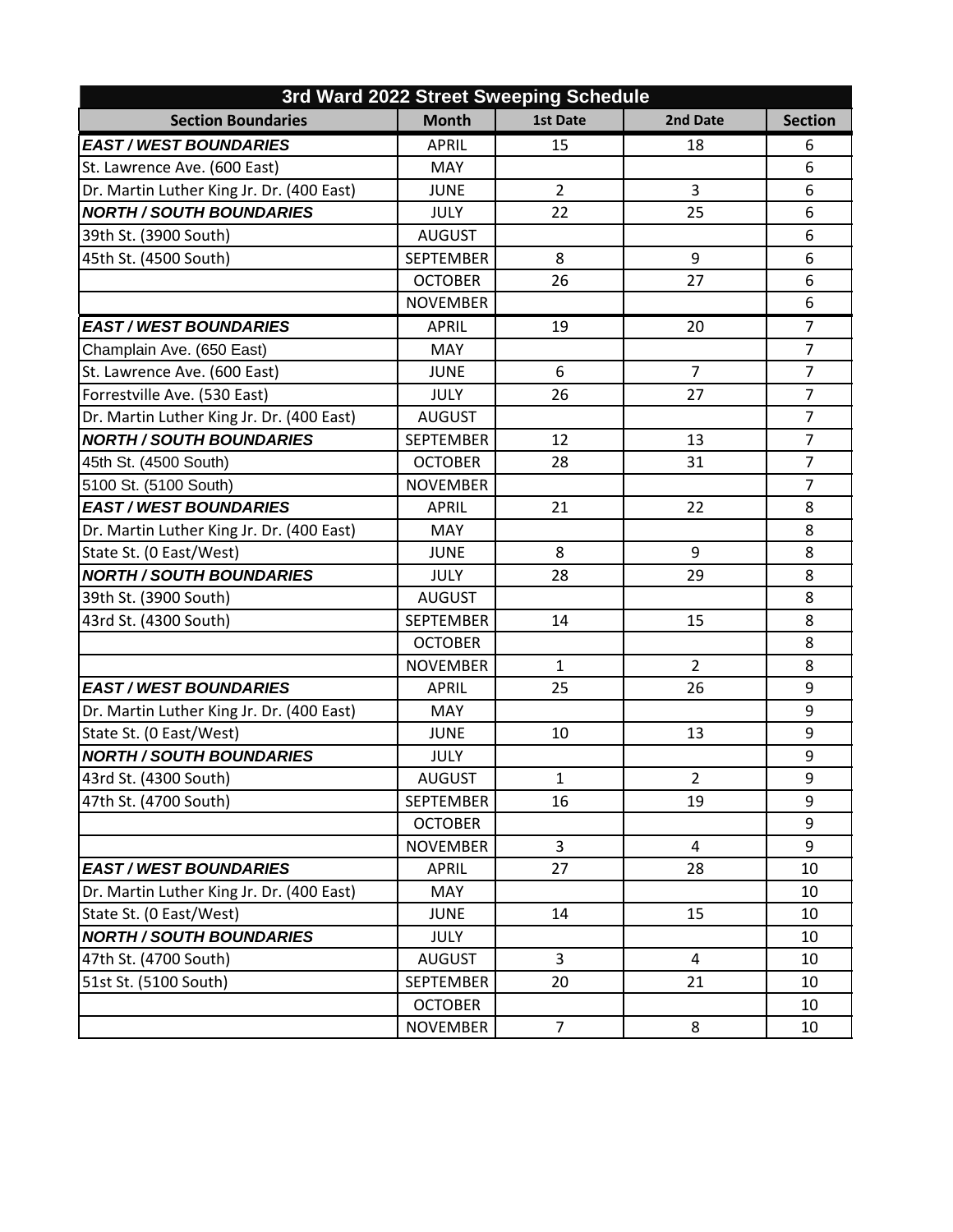| 3rd Ward 2022 Street Sweeping Schedule | | | | |
|---|---|---|---|---|
| **Section Boundaries** | **Month** | **1st Date** | **2nd Date** | **Section** |
| ***EAST / WEST BOUNDARIES*** | APRIL | 15 | 18 | 6 |
| St. Lawrence Ave. (600 East) | MAY | | | 6 |
| Dr. Martin Luther King Jr. Dr. (400 East) | JUNE | 2 | 3 | 6 |
| ***NORTH / SOUTH BOUNDARIES*** | JULY | 22 | 25 | 6 |
| 39th St. (3900 South) | AUGUST | | | 6 |
| 45th St. (4500 South) | SEPTEMBER | 8 | 9 | 6 |
| | OCTOBER | 26 | 27 | 6 |
| | NOVEMBER | | | 6 |
| ***EAST / WEST BOUNDARIES*** | APRIL | 19 | 20 | 7 |
| Champlain Ave. (650 East) | MAY | | | 7 |
| St. Lawrence Ave. (600 East) | JUNE | 6 | 7 | 7 |
| Forrestville Ave. (530 East) | JULY | 26 | 27 | 7 |
| Dr. Martin Luther King Jr. Dr. (400 East) | AUGUST | | | 7 |
| ***NORTH / SOUTH BOUNDARIES*** | SEPTEMBER | 12 | 13 | 7 |
| 45th St. (4500 South) | OCTOBER | 28 | 31 | 7 |
| 5100 St. (5100 South) | NOVEMBER | | | 7 |
| ***EAST / WEST BOUNDARIES*** | APRIL | 21 | 22 | 8 |
| Dr. Martin Luther King Jr. Dr. (400 East) | MAY | | | 8 |
| State St. (0 East/West) | JUNE | 8 | 9 | 8 |
| ***NORTH / SOUTH BOUNDARIES*** | JULY | 28 | 29 | 8 |
| 39th St. (3900 South) | AUGUST | | | 8 |
| 43rd St. (4300 South) | SEPTEMBER | 14 | 15 | 8 |
| | OCTOBER | | | 8 |
| | NOVEMBER | 1 | 2 | 8 |
| ***EAST / WEST BOUNDARIES*** | APRIL | 25 | 26 | 9 |
| Dr. Martin Luther King Jr. Dr. (400 East) | MAY | | | 9 |
| State St. (0 East/West) | JUNE | 10 | 13 | 9 |
| ***NORTH / SOUTH BOUNDARIES*** | JULY | | | 9 |
| 43rd St. (4300 South) | AUGUST | 1 | 2 | 9 |
| 47th St. (4700 South) | SEPTEMBER | 16 | 19 | 9 |
| | OCTOBER | | | 9 |
| | NOVEMBER | 3 | 4 | 9 |
| ***EAST / WEST BOUNDARIES*** | APRIL | 27 | 28 | 10 |
| Dr. Martin Luther King Jr. Dr. (400 East) | MAY | | | 10 |
| State St. (0 East/West) | JUNE | 14 | 15 | 10 |
| ***NORTH / SOUTH BOUNDARIES*** | JULY | | | 10 |
| 47th St. (4700 South) | AUGUST | 3 | 4 | 10 |
| 51st St. (5100 South) | SEPTEMBER | 20 | 21 | 10 |
| | OCTOBER | | | 10 |
| | NOVEMBER | 7 | 8 | 10 |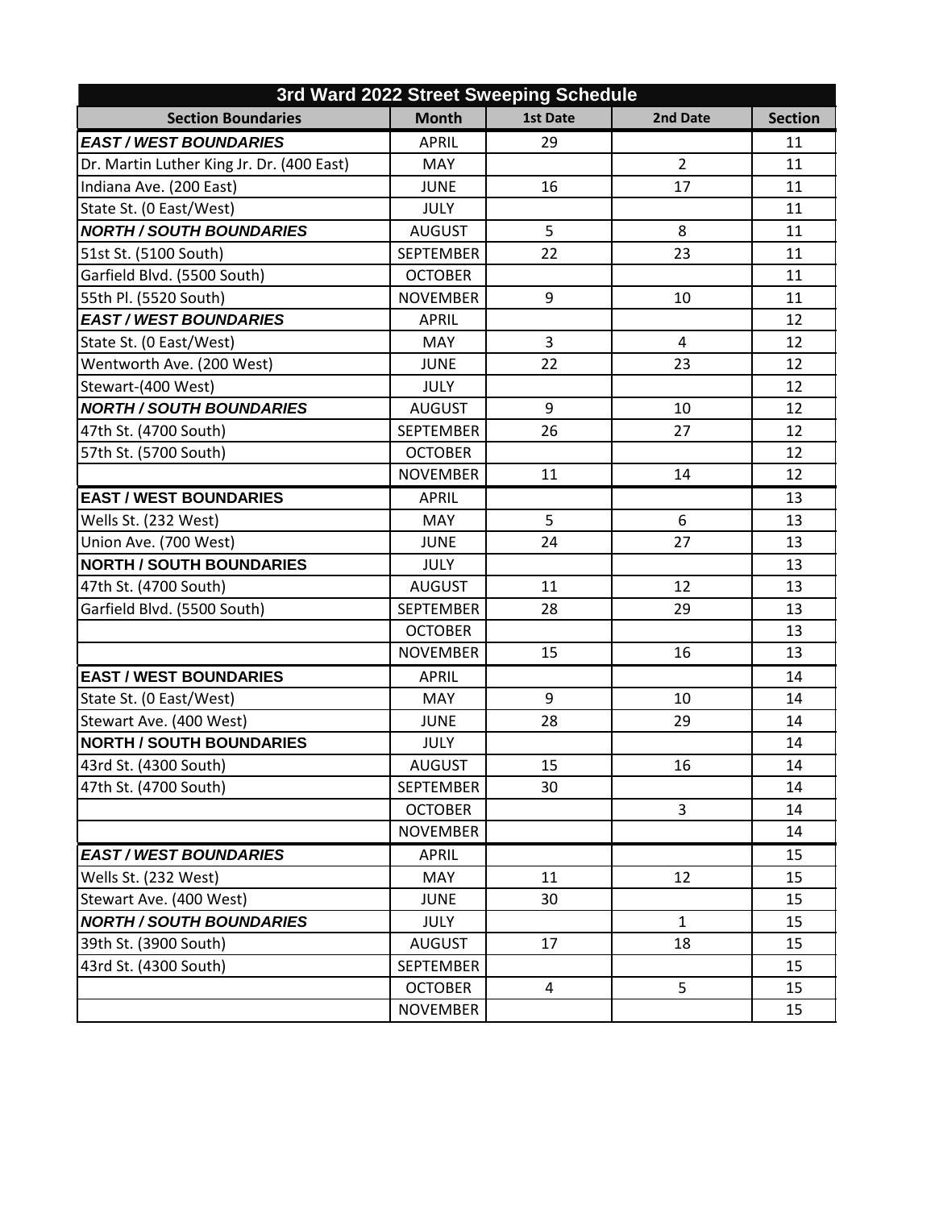| 3rd Ward 2022 Street Sweeping Schedule | | | | |
|---|---|---|---|---|
| **Section Boundaries** | **Month** | **1st Date** | **2nd Date** | **Section** |
| ***EAST / WEST BOUNDARIES*** | APRIL | 29 | | 11 |
| Dr. Martin Luther King Jr. Dr. (400 East) | MAY | | 2 | 11 |
| Indiana Ave. (200 East) | JUNE | 16 | 17 | 11 |
| State St. (0 East/West) | JULY | | | 11 |
| ***NORTH / SOUTH BOUNDARIES*** | AUGUST | 5 | 8 | 11 |
| 51st St. (5100 South) | SEPTEMBER | 22 | 23 | 11 |
| Garfield Blvd. (5500 South) | OCTOBER | | | 11 |
| 55th Pl. (5520 South) | NOVEMBER | 9 | 10 | 11 |
| ***EAST / WEST BOUNDARIES*** | APRIL | | | 12 |
| State St. (0 East/West) | MAY | 3 | 4 | 12 |
| Wentworth Ave. (200 West) | JUNE | 22 | 23 | 12 |
| Stewart-(400 West) | JULY | | | 12 |
| ***NORTH / SOUTH BOUNDARIES*** | AUGUST | 9 | 10 | 12 |
| 47th St. (4700 South) | SEPTEMBER | 26 | 27 | 12 |
| 57th St. (5700 South) | OCTOBER | | | 12 |
| | NOVEMBER | 11 | 14 | 12 |
| **EAST / WEST BOUNDARIES** | APRIL | | | 13 |
| Wells St. (232 West) | MAY | 5 | 6 | 13 |
| Union Ave. (700 West) | JUNE | 24 | 27 | 13 |
| **NORTH / SOUTH BOUNDARIES** | JULY | | | 13 |
| 47th St. (4700 South) | AUGUST | 11 | 12 | 13 |
| Garfield Blvd. (5500 South) | SEPTEMBER | 28 | 29 | 13 |
| | OCTOBER | | | 13 |
| | NOVEMBER | 15 | 16 | 13 |
| **EAST / WEST BOUNDARIES** | APRIL | | | 14 |
| State St. (0 East/West) | MAY | 9 | 10 | 14 |
| Stewart Ave. (400 West) | JUNE | 28 | 29 | 14 |
| **NORTH / SOUTH BOUNDARIES** | JULY | | | 14 |
| 43rd St. (4300 South) | AUGUST | 15 | 16 | 14 |
| 47th St. (4700 South) | SEPTEMBER | 30 | | 14 |
| | OCTOBER | | 3 | 14 |
| | NOVEMBER | | | 14 |
| ***EAST / WEST BOUNDARIES*** | APRIL | | | 15 |
| Wells St. (232 West) | MAY | 11 | 12 | 15 |
| Stewart Ave. (400 West) | JUNE | 30 | | 15 |
| ***NORTH / SOUTH BOUNDARIES*** | JULY | | 1 | 15 |
| 39th St. (3900 South) | AUGUST | 17 | 18 | 15 |
| 43rd St. (4300 South) | SEPTEMBER | | | 15 |
| | OCTOBER | 4 | 5 | 15 |
| | NOVEMBER | | | 15 |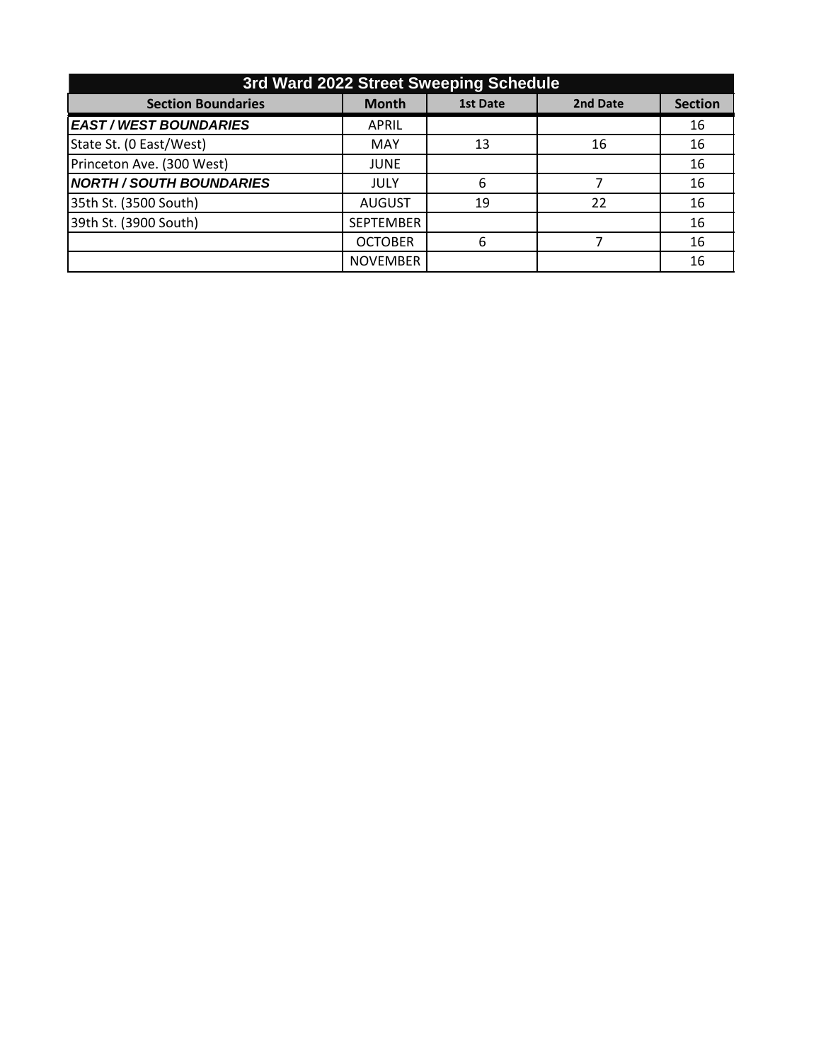| 3rd Ward 2022 Street Sweeping Schedule | | | | |
|---|---|---|---|---|
| **Section Boundaries** | **Month** | **1st Date** | **2nd Date** | **Section** |
| ***EAST / WEST BOUNDARIES*** | APRIL | | | 16 |
| State St. (0 East/West) | MAY | 13 | 16 | 16 |
| Princeton Ave. (300 West) | JUNE | | | 16 |
| ***NORTH / SOUTH BOUNDARIES*** | JULY | 6 | 7 | 16 |
| 35th St. (3500 South) | AUGUST | 19 | 22 | 16 |
| 39th St. (3900 South) | SEPTEMBER | | | 16 |
| | OCTOBER | 6 | 7 | 16 |
| | NOVEMBER | | | 16 |